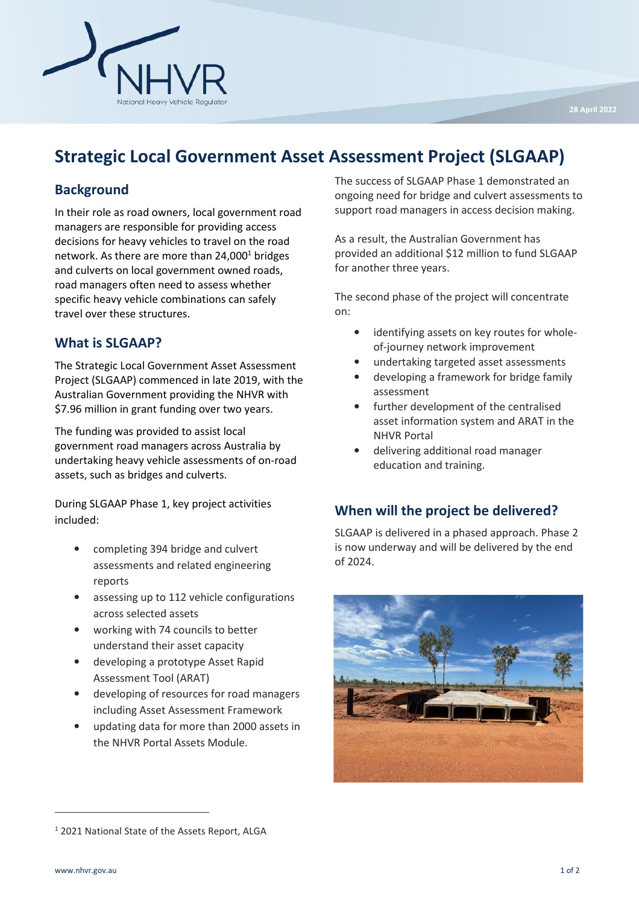28 April 2022

# Strategic Local Government Asset Assessment Project (SLGAAP)

## Background

In their role as road owners, local government road managers are responsible for providing access decisions for heavy vehicles to travel on the road network. As there are more than 24,000[1] bridges and culverts on local government owned roads, road managers often need to assess whether specific heavy vehicle combinations can safely travel over these structures.

## What is SLGAAP?

The Strategic Local Government Asset Assessment Project (SLGAAP) commenced in late 2019, with the Australian Government providing the NHVR with $7.96 million in grant funding over two years.

The funding was provided to assist local government road managers across Australia by undertaking heavy vehicle assessments of on-road assets, such as bridges and culverts.

During SLGAAP Phase 1, key project activities included:

- completing 394 bridge and culvert assessments and related engineering reports
- assessing up to 112 vehicle configurations across selected assets
- working with 74 councils to better understand their asset capacity
- developing a prototype Asset Rapid Assessment Tool (ARAT)
- developing of resources for road managers including Asset Assessment Framework
- updating data for more than 2000 assets in the NHVR Portal Assets Module.

The success of SLGAAP Phase 1 demonstrated an ongoing need for bridge and culvert assessments to support road managers in access decision making.

As a result, the Australian Government has provided an additional $12 million to fund SLGAAP for another three years.

The second phase of the project will concentrate on:

- identifying assets on key routes for whole-of-journey network improvement
- undertaking targeted asset assessments
- developing a framework for bridge family assessment
- further development of the centralised asset information system and ARAT in the NHVR Portal
- delivering additional road manager education and training.

## When will the project be delivered?

SLGAAP is delivered in a phased approach. Phase 2 is now underway and will be delivered by the end of 2024.

[1] 2021 National State of the Assets Report, ALGA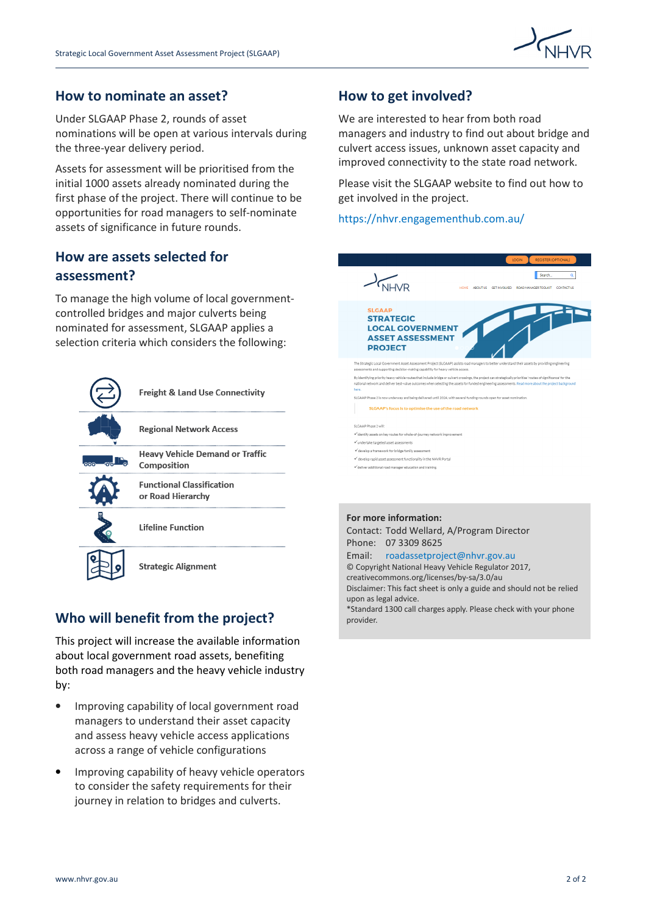## How to nominate an asset?

Under SLGAAP Phase 2, rounds of asset nominations will be open at various intervals during the three-year delivery period.

Assets for assessment will be prioritised from the initial 1000 assets already nominated during the first phase of the project. There will continue to be opportunities for road managers to self-nominate assets of significance in future rounds.

## How are assets selected for assessment?

To manage the high volume of local government-controlled bridges and major culverts being nominated for assessment, SLGAAP applies a selection criteria which considers the following:

- Freight & Land Use Connectivity
- Regional Network Access
- Heavy Vehicle Demand or Traffic Composition
- Functional Classification or Road Hierarchy
- Lifeline Function
- Strategic Alignment

## Who will benefit from the project?

This project will increase the available information about local government road assets, benefiting both road managers and the heavy vehicle industry by:

- Improving capability of local government road managers to understand their asset capacity and assess heavy vehicle access applications across a range of vehicle configurations
- Improving capability of heavy vehicle operators to consider the safety requirements for their journey in relation to bridges and culverts.

## How to get involved?

We are interested to hear from both road managers and industry to find out about bridge and culvert access issues, unknown asset capacity and improved connectivity to the state road network.

Please visit the SLGAAP website to find out how to get involved in the project.

https://nhvr.engagementhub.com.au/

**For more information:**

Contact: Todd Wellard, A/Program Director
Phone: 07 3309 8625
Email: roadassetproject@nhvr.gov.au
© Copyright National Heavy Vehicle Regulator 2017, creativecommons.org/licenses/by-sa/3.0/au
Disclaimer: This fact sheet is only a guide and should not be relied upon as legal advice.
*Standard 1300 call charges apply. Please check with your phone provider.